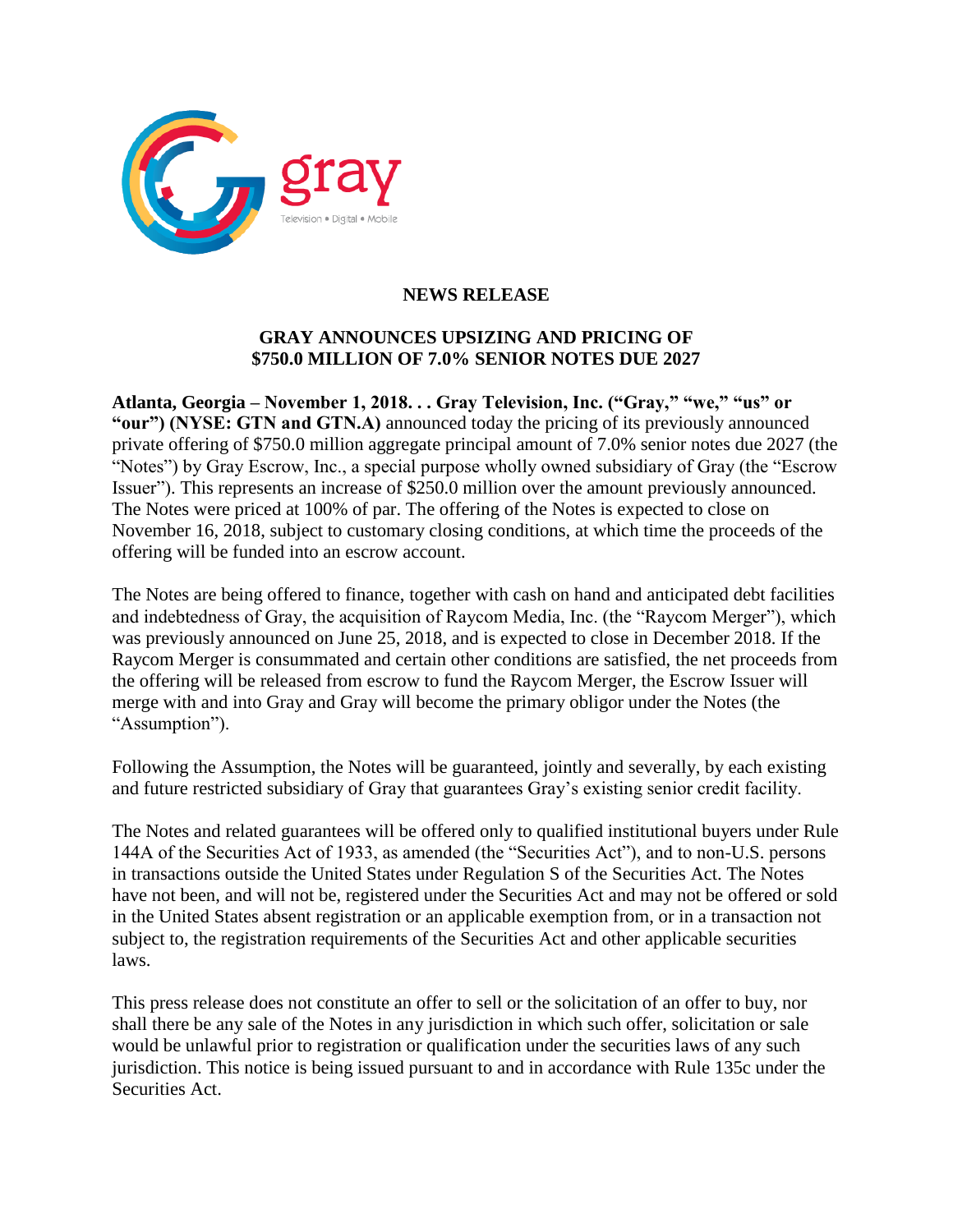# NEWS RELEASE

## GRAY ANNOUNCES UPSIZING AND PRICING OF $750.0 MILLION OF 7.0% SENIOR NOTES DUE 2027

**Atlanta, Georgia – November 1, 2018. . . Gray Television, Inc. ("Gray," "we," "us" or "our") (NYSE: GTN and GTN.A)** announced today the pricing of its previously announced private offering of $750.0 million aggregate principal amount of 7.0% senior notes due 2027 (the "Notes") by Gray Escrow, Inc., a special purpose wholly owned subsidiary of Gray (the "Escrow Issuer"). This represents an increase of $250.0 million over the amount previously announced. The Notes were priced at 100% of par. The offering of the Notes is expected to close on November 16, 2018, subject to customary closing conditions, at which time the proceeds of the offering will be funded into an escrow account.

The Notes are being offered to finance, together with cash on hand and anticipated debt facilities and indebtedness of Gray, the acquisition of Raycom Media, Inc. (the "Raycom Merger"), which was previously announced on June 25, 2018, and is expected to close in December 2018. If the Raycom Merger is consummated and certain other conditions are satisfied, the net proceeds from the offering will be released from escrow to fund the Raycom Merger, the Escrow Issuer will merge with and into Gray and Gray will become the primary obligor under the Notes (the "Assumption").

Following the Assumption, the Notes will be guaranteed, jointly and severally, by each existing and future restricted subsidiary of Gray that guarantees Gray's existing senior credit facility.

The Notes and related guarantees will be offered only to qualified institutional buyers under Rule 144A of the Securities Act of 1933, as amended (the "Securities Act"), and to non-U.S. persons in transactions outside the United States under Regulation S of the Securities Act. The Notes have not been, and will not be, registered under the Securities Act and may not be offered or sold in the United States absent registration or an applicable exemption from, or in a transaction not subject to, the registration requirements of the Securities Act and other applicable securities laws.

This press release does not constitute an offer to sell or the solicitation of an offer to buy, nor shall there be any sale of the Notes in any jurisdiction in which such offer, solicitation or sale would be unlawful prior to registration or qualification under the securities laws of any such jurisdiction. This notice is being issued pursuant to and in accordance with Rule 135c under the Securities Act.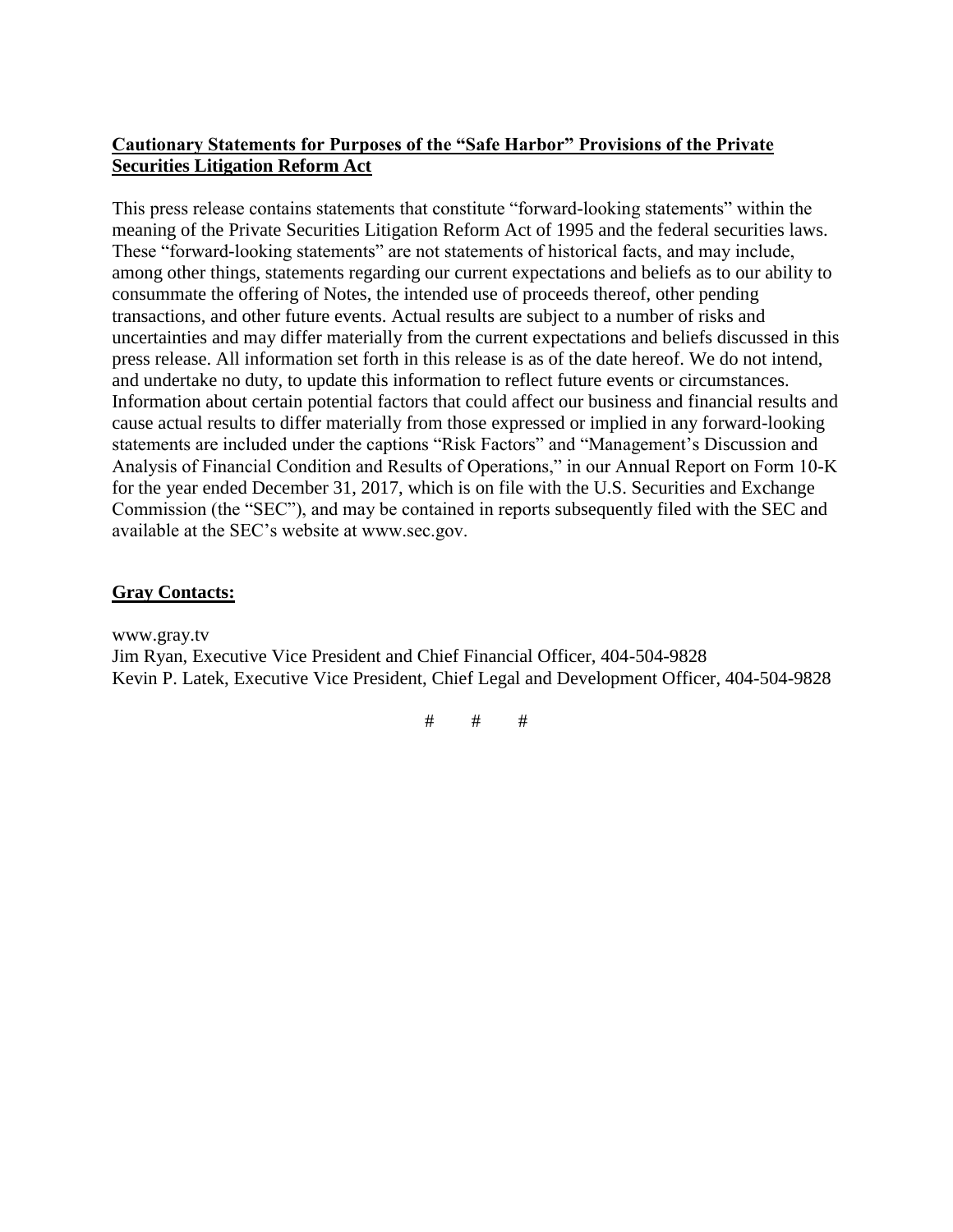**Cautionary Statements for Purposes of the "Safe Harbor" Provisions of the Private Securities Litigation Reform Act**

This press release contains statements that constitute "forward-looking statements" within the meaning of the Private Securities Litigation Reform Act of 1995 and the federal securities laws. These "forward-looking statements" are not statements of historical facts, and may include, among other things, statements regarding our current expectations and beliefs as to our ability to consummate the offering of Notes, the intended use of proceeds thereof, other pending transactions, and other future events. Actual results are subject to a number of risks and uncertainties and may differ materially from the current expectations and beliefs discussed in this press release. All information set forth in this release is as of the date hereof. We do not intend, and undertake no duty, to update this information to reflect future events or circumstances. Information about certain potential factors that could affect our business and financial results and cause actual results to differ materially from those expressed or implied in any forward-looking statements are included under the captions "Risk Factors" and "Management's Discussion and Analysis of Financial Condition and Results of Operations," in our Annual Report on Form 10-K for the year ended December 31, 2017, which is on file with the U.S. Securities and Exchange Commission (the "SEC"), and may be contained in reports subsequently filed with the SEC and available at the SEC's website at www.sec.gov.

**Gray Contacts:**

www.gray.tv
Jim Ryan, Executive Vice President and Chief Financial Officer, 404-504-9828
Kevin P. Latek, Executive Vice President, Chief Legal and Development Officer, 404-504-9828

\# # #